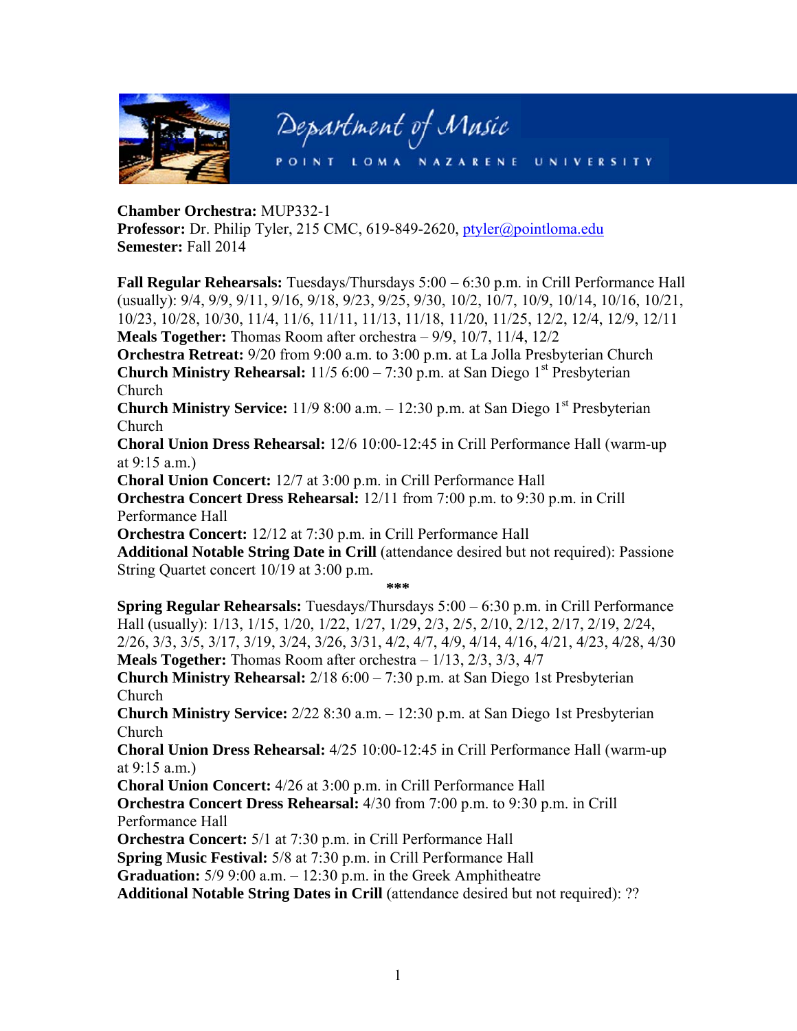Department of Music

POINT LOMA NAZARENE UNIVERSITY

**Chamber Orchestra:** MUP332-1
**Professor:** Dr. Philip Tyler, 215 CMC, 619-849-2620, ptyler@pointloma.edu
**Semester:** Fall 2014

**Fall Regular Rehearsals:** Tuesdays/Thursdays 5:00 – 6:30 p.m. in Crill Performance Hall (usually): 9/4, 9/9, 9/11, 9/16, 9/18, 9/23, 9/25, 9/30, 10/2, 10/7, 10/9, 10/14, 10/16, 10/21, 10/23, 10/28, 10/30, 11/4, 11/6, 11/11, 11/13, 11/18, 11/20, 11/25, 12/2, 12/4, 12/9, 12/11
**Meals Together:** Thomas Room after orchestra – 9/9, 10/7, 11/4, 12/2
**Orchestra Retreat:** 9/20 from 9:00 a.m. to 3:00 p.m. at La Jolla Presbyterian Church
**Church Ministry Rehearsal:** 11/5 6:00 – 7:30 p.m. at San Diego 1st Presbyterian Church
**Church Ministry Service:** 11/9 8:00 a.m. – 12:30 p.m. at San Diego 1st Presbyterian Church
**Choral Union Dress Rehearsal:** 12/6 10:00-12:45 in Crill Performance Hall (warm-up at 9:15 a.m.)
**Choral Union Concert:** 12/7 at 3:00 p.m. in Crill Performance Hall
**Orchestra Concert Dress Rehearsal:** 12/11 from 7:00 p.m. to 9:30 p.m. in Crill Performance Hall
**Orchestra Concert:** 12/12 at 7:30 p.m. in Crill Performance Hall
**Additional Notable String Date in Crill** (attendance desired but not required): Passione String Quartet concert 10/19 at 3:00 p.m.

***

**Spring Regular Rehearsals:** Tuesdays/Thursdays 5:00 – 6:30 p.m. in Crill Performance Hall (usually): 1/13, 1/15, 1/20, 1/22, 1/27, 1/29, 2/3, 2/5, 2/10, 2/12, 2/17, 2/19, 2/24, 2/26, 3/3, 3/5, 3/17, 3/19, 3/24, 3/26, 3/31, 4/2, 4/7, 4/9, 4/14, 4/16, 4/21, 4/23, 4/28, 4/30
**Meals Together:** Thomas Room after orchestra – 1/13, 2/3, 3/3, 4/7
**Church Ministry Rehearsal:** 2/18 6:00 – 7:30 p.m. at San Diego 1st Presbyterian Church
**Church Ministry Service:** 2/22 8:30 a.m. – 12:30 p.m. at San Diego 1st Presbyterian Church
**Choral Union Dress Rehearsal:** 4/25 10:00-12:45 in Crill Performance Hall (warm-up at 9:15 a.m.)
**Choral Union Concert:** 4/26 at 3:00 p.m. in Crill Performance Hall
**Orchestra Concert Dress Rehearsal:** 4/30 from 7:00 p.m. to 9:30 p.m. in Crill Performance Hall
**Orchestra Concert:** 5/1 at 7:30 p.m. in Crill Performance Hall
**Spring Music Festival:** 5/8 at 7:30 p.m. in Crill Performance Hall
**Graduation:** 5/9 9:00 a.m. – 12:30 p.m. in the Greek Amphitheatre
**Additional Notable String Dates in Crill** (attendance desired but not required): ??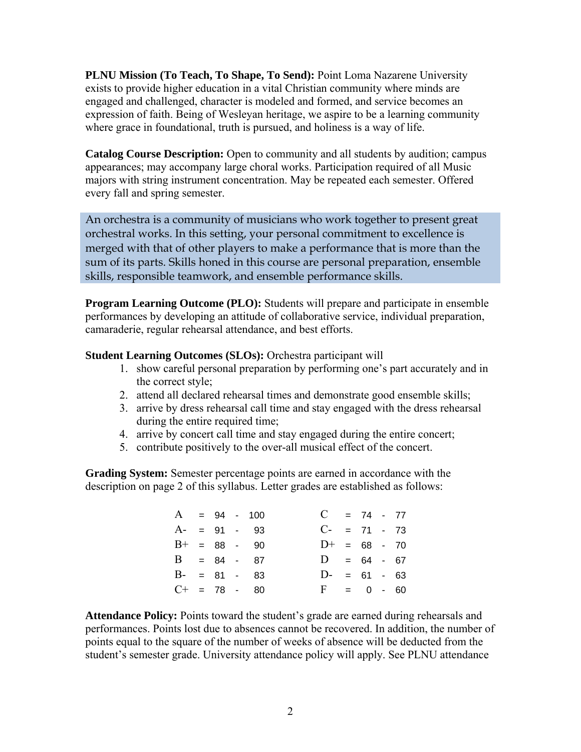**PLNU Mission (To Teach, To Shape, To Send):** Point Loma Nazarene University exists to provide higher education in a vital Christian community where minds are engaged and challenged, character is modeled and formed, and service becomes an expression of faith. Being of Wesleyan heritage, we aspire to be a learning community where grace in foundational, truth is pursued, and holiness is a way of life.

**Catalog Course Description:** Open to community and all students by audition; campus appearances; may accompany large choral works. Participation required of all Music majors with string instrument concentration. May be repeated each semester. Offered every fall and spring semester.

An orchestra is a community of musicians who work together to present great orchestral works. In this setting, your personal commitment to excellence is merged with that of other players to make a performance that is more than the sum of its parts. Skills honed in this course are personal preparation, ensemble skills, responsible teamwork, and ensemble performance skills.

**Program Learning Outcome (PLO):** Students will prepare and participate in ensemble performances by developing an attitude of collaborative service, individual preparation, camaraderie, regular rehearsal attendance, and best efforts.

**Student Learning Outcomes (SLOs):** Orchestra participant will

1. show careful personal preparation by performing one's part accurately and in the correct style;
2. attend all declared rehearsal times and demonstrate good ensemble skills;
3. arrive by dress rehearsal call time and stay engaged with the dress rehearsal during the entire required time;
4. arrive by concert call time and stay engaged during the entire concert;
5. contribute positively to the over-all musical effect of the concert.

**Grading System:** Semester percentage points are earned in accordance with the description on page 2 of this syllabus. Letter grades are established as follows:

| | | | | | | | |
|---|---|---|---|---|---|---|---|
| A | = | 94 - 100 | | C | = | 74 - 77 | |
| A- | = | 91 - 93 | | C- | = | 71 - 73 | |
| B+ | = | 88 - 90 | | D+ | = | 68 - 70 | |
| B | = | 84 - 87 | | D | = | 64 - 67 | |
| B- | = | 81 - 83 | | D- | = | 61 - 63 | |
| C+ | = | 78 - 80 | | F | = | 0 - 60 | |

**Attendance Policy:** Points toward the student's grade are earned during rehearsals and performances. Points lost due to absences cannot be recovered. In addition, the number of points equal to the square of the number of weeks of absence will be deducted from the student's semester grade. University attendance policy will apply. See PLNU attendance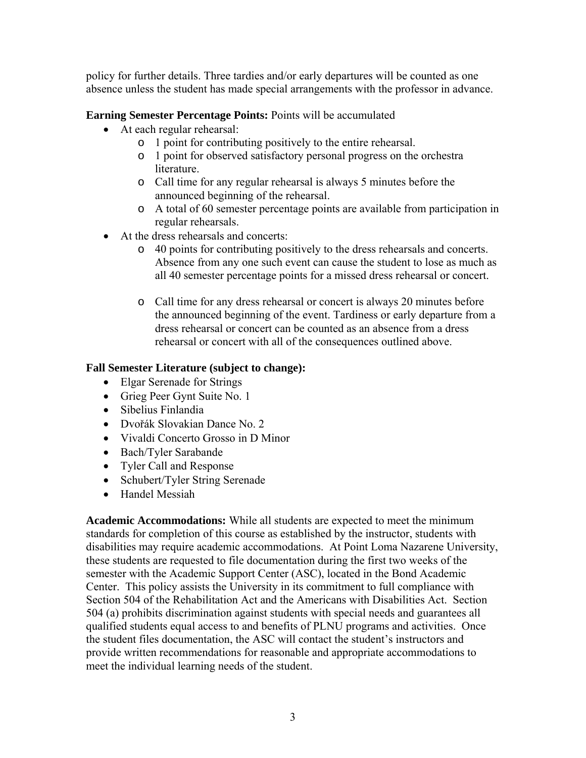policy for further details. Three tardies and/or early departures will be counted as one absence unless the student has made special arrangements with the professor in advance.

**Earning Semester Percentage Points:** Points will be accumulated

- At each regular rehearsal:
  - 1 point for contributing positively to the entire rehearsal.
  - 1 point for observed satisfactory personal progress on the orchestra literature.
  - Call time for any regular rehearsal is always 5 minutes before the announced beginning of the rehearsal.
  - A total of 60 semester percentage points are available from participation in regular rehearsals.
- At the dress rehearsals and concerts:
  - 40 points for contributing positively to the dress rehearsals and concerts. Absence from any one such event can cause the student to lose as much as all 40 semester percentage points for a missed dress rehearsal or concert.
  - Call time for any dress rehearsal or concert is always 20 minutes before the announced beginning of the event. Tardiness or early departure from a dress rehearsal or concert can be counted as an absence from a dress rehearsal or concert with all of the consequences outlined above.

**Fall Semester Literature (subject to change):**

- Elgar Serenade for Strings
- Grieg Peer Gynt Suite No. 1
- Sibelius Finlandia
- Dvořák Slovakian Dance No. 2
- Vivaldi Concerto Grosso in D Minor
- Bach/Tyler Sarabande
- Tyler Call and Response
- Schubert/Tyler String Serenade
- Handel Messiah

**Academic Accommodations:** While all students are expected to meet the minimum standards for completion of this course as established by the instructor, students with disabilities may require academic accommodations. At Point Loma Nazarene University, these students are requested to file documentation during the first two weeks of the semester with the Academic Support Center (ASC), located in the Bond Academic Center. This policy assists the University in its commitment to full compliance with Section 504 of the Rehabilitation Act and the Americans with Disabilities Act. Section 504 (a) prohibits discrimination against students with special needs and guarantees all qualified students equal access to and benefits of PLNU programs and activities. Once the student files documentation, the ASC will contact the student's instructors and provide written recommendations for reasonable and appropriate accommodations to meet the individual learning needs of the student.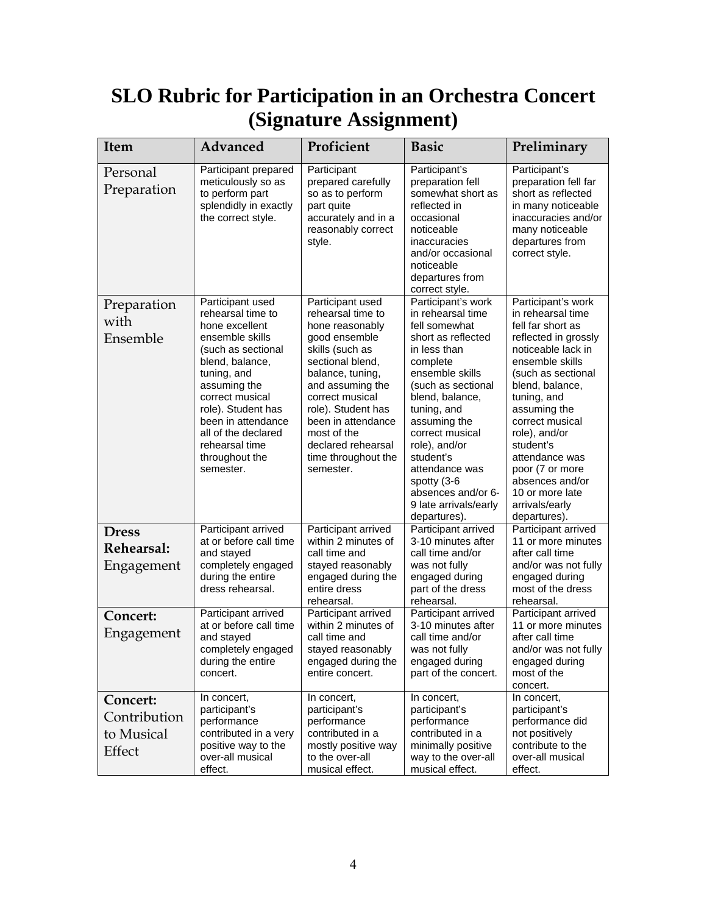# SLO Rubric for Participation in an Orchestra Concert (Signature Assignment)

| Item | Advanced | Proficient | Basic | Preliminary |
|---|---|---|---|---|
| Personal Preparation | Participant prepared meticulously so as to perform part splendidly in exactly the correct style. | Participant prepared carefully so as to perform part quite accurately and in a reasonably correct style. | Participant's preparation fell somewhat short as reflected in occasional noticeable inaccuracies and/or occasional noticeable departures from correct style. | Participant's preparation fell far short as reflected in many noticeable inaccuracies and/or many noticeable departures from correct style. |
| Preparation with Ensemble | Participant used rehearsal time to hone excellent ensemble skills (such as sectional blend, balance, tuning, and assuming the correct musical role). Student has been in attendance all of the declared rehearsal time throughout the semester. | Participant used rehearsal time to hone reasonably good ensemble skills (such as sectional blend, balance, tuning, and assuming the correct musical role). Student has been in attendance most of the declared rehearsal time throughout the semester. | Participant's work in rehearsal time fell somewhat short as reflected in less than complete ensemble skills (such as sectional blend, balance, tuning, and assuming the correct musical role), and/or student's attendance was spotty (3-6 absences and/or 6-9 late arrivals/early departures). | Participant's work in rehearsal time fell far short as reflected in grossly noticeable lack in ensemble skills (such as sectional blend, balance, tuning, and assuming the correct musical role), and/or student's attendance was poor (7 or more absences and/or 10 or more late arrivals/early departures). |
| **Dress Rehearsal:** Engagement | Participant arrived at or before call time and stayed completely engaged during the entire dress rehearsal. | Participant arrived within 2 minutes of call time and stayed reasonably engaged during the entire dress rehearsal. | Participant arrived 3-10 minutes after call time and/or was not fully engaged during part of the dress rehearsal. | Participant arrived 11 or more minutes after call time and/or was not fully engaged during most of the dress rehearsal. |
| **Concert:** Engagement | Participant arrived at or before call time and stayed completely engaged during the entire concert. | Participant arrived within 2 minutes of call time and stayed reasonably engaged during the entire concert. | Participant arrived 3-10 minutes after call time and/or was not fully engaged during part of the concert. | Participant arrived 11 or more minutes after call time and/or was not fully engaged during most of the concert. |
| **Concert:** Contribution to Musical Effect | In concert, participant's performance contributed in a very positive way to the over-all musical effect. | In concert, participant's performance contributed in a mostly positive way to the over-all musical effect. | In concert, participant's performance contributed in a minimally positive way to the over-all musical effect. | In concert, participant's performance did not positively contribute to the over-all musical effect. |